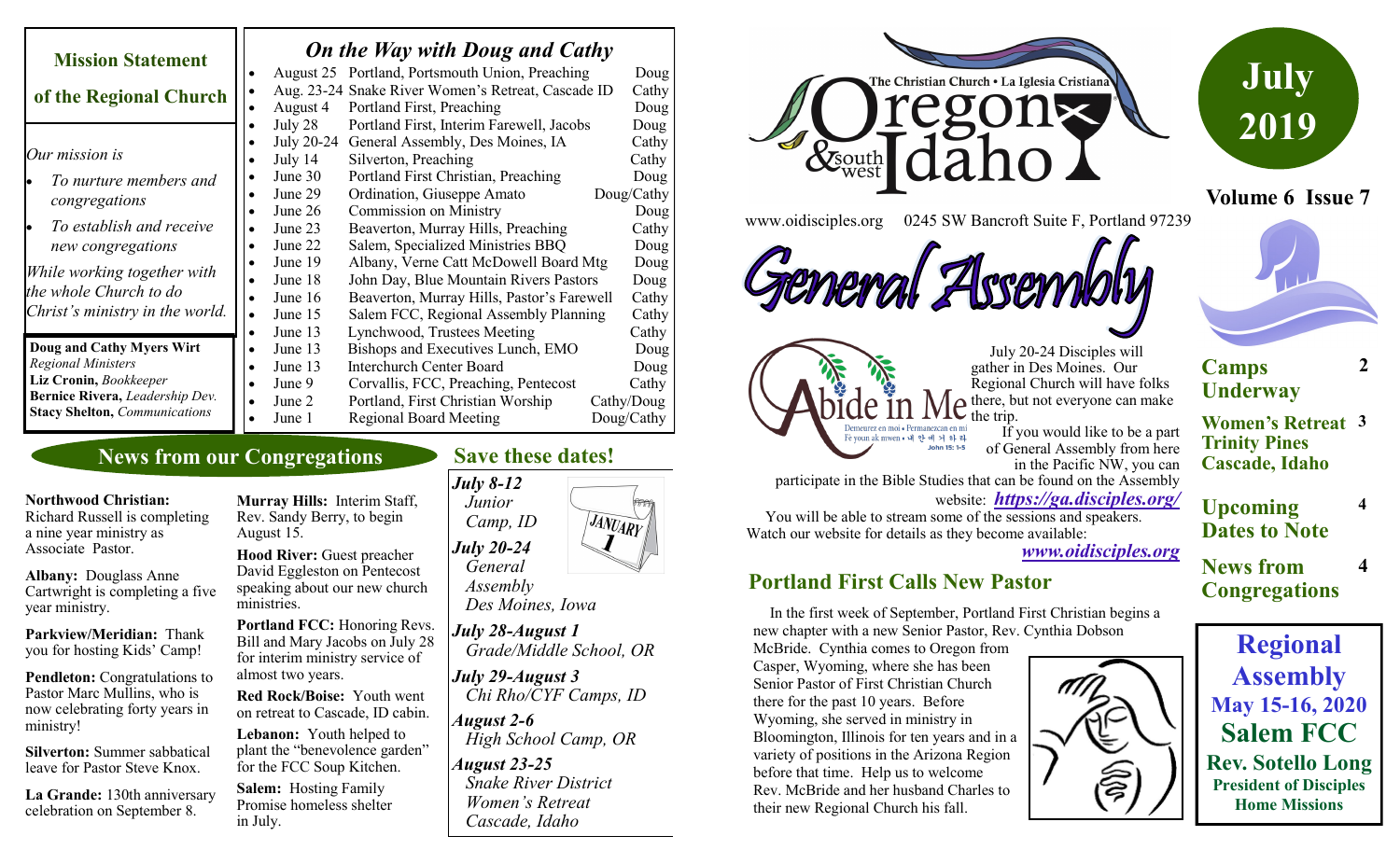# Mission Statement of the Regional Church

*Our mission is*

- *To nurture members and congregations*
- *To establish and receive new congregations*

*While working together with the whole Church to do Christ's ministry in the world.*

**Doug and Cathy Myers Wirt** *Regional Ministers*
**Liz Cronin,** *Bookkeeper*
**Bernice Rivera,** *Leadership Dev.*
**Stacy Shelton,** *Communications*

## *On the Way with Doug and Cathy*

| Date | Event | Who |
| --- | --- | --- |
| August 25 | Portland, Portsmouth Union, Preaching | Doug |
| Aug. 23-24 | Snake River Women's Retreat, Cascade ID | Cathy |
| August 4 | Portland First, Preaching | Doug |
| July 28 | Portland First, Interim Farewell, Jacobs | Doug |
| July 20-24 | General Assembly, Des Moines, IA | Cathy |
| July 14 | Silverton, Preaching | Cathy |
| June 30 | Portland First Christian, Preaching | Doug |
| June 29 | Ordination, Giuseppe Amato | Doug/Cathy |
| June 26 | Commission on Ministry | Doug |
| June 23 | Beaverton, Murray Hills, Preaching | Cathy |
| June 22 | Salem, Specialized Ministries BBQ | Doug |
| June 19 | Albany, Verne Catt McDowell Board Mtg | Doug |
| June 18 | John Day, Blue Mountain Rivers Pastors | Doug |
| June 16 | Beaverton, Murray Hills, Pastor's Farewell | Cathy |
| June 15 | Salem FCC, Regional Assembly Planning | Cathy |
| June 13 | Lynchwood, Trustees Meeting | Cathy |
| June 13 | Bishops and Executives Lunch, EMO | Doug |
| June 13 | Interchurch Center Board | Doug |
| June 9 | Corvallis, FCC, Preaching, Pentecost | Cathy |
| June 2 | Portland, First Christian Worship | Cathy/Doug |
| June 1 | Regional Board Meeting | Doug/Cathy |

The Christian Church • La Iglesia Cristiana
# Oregon & southwest Idaho

# July 2019

**Volume 6 Issue 7**

www.oidisciples.org 0245 SW Bancroft Suite F, Portland 97239

## General Assembly

Abide in Me — John 15: 1-5

July 20-24 Disciples will gather in Des Moines. Our Regional Church will have folks there, but not everyone can make the trip.

If you would like to be a part of General Assembly from here in the Pacific NW, you can participate in the Bible Studies that can be found on the Assembly website: ***https://ga.disciples.org/***

You will be able to stream some of the sessions and speakers. Watch our website for details as they become available: ***www.oidisciples.org***

## Portland First Calls New Pastor

In the first week of September, Portland First Christian begins a new chapter with a new Senior Pastor, Rev. Cynthia Dobson McBride. Cynthia comes to Oregon from Casper, Wyoming, where she has been Senior Pastor of First Christian Church there for the past 10 years. Before Wyoming, she served in ministry in Bloomington, Illinois for ten years and in a variety of positions in the Arizona Region before that time. Help us to welcome Rev. McBride and her husband Charles to their new Regional Church his fall.

## In this issue

- **Camps Underway** — 2
- **Women's Retreat Trinity Pines Cascade, Idaho** — 3
- **Upcoming Dates to Note** — 4
- **News from Congregations** — 4

## Regional Assembly
**May 15-16, 2020**
**Salem FCC**
**Rev. Sotello Long**
**President of Disciples Home Missions**

## News from our Congregations

**Northwood Christian:** Richard Russell is completing a nine year ministry as Associate Pastor.

**Albany:** Douglass Anne Cartwright is completing a five year ministry.

**Parkview/Meridian:** Thank you for hosting Kids' Camp!

**Pendleton:** Congratulations to Pastor Marc Mullins, who is now celebrating forty years in ministry!

**Silverton:** Summer sabbatical leave for Pastor Steve Knox.

**La Grande:** 130th anniversary celebration on September 8.

**Murray Hills:** Interim Staff, Rev. Sandy Berry, to begin August 15.

**Hood River:** Guest preacher David Eggleston on Pentecost speaking about our new church ministries.

**Portland FCC:** Honoring Revs. Bill and Mary Jacobs on July 28 for interim ministry service of almost two years.

**Red Rock/Boise:** Youth went on retreat to Cascade, ID cabin.

**Lebanon:** Youth helped to plant the "benevolence garden" for the FCC Soup Kitchen.

**Salem:** Hosting Family Promise homeless shelter in July.

## Save these dates!

*July 8-12*
*Junior Camp, ID*

*July 20-24*
*General Assembly Des Moines, Iowa*

*July 28-August 1*
*Grade/Middle School, OR*

*July 29-August 3*
*Chi Rho/CYF Camps, ID*

*August 2-6*
*High School Camp, OR*

*August 23-25*
*Snake River District Women's Retreat Cascade, Idaho*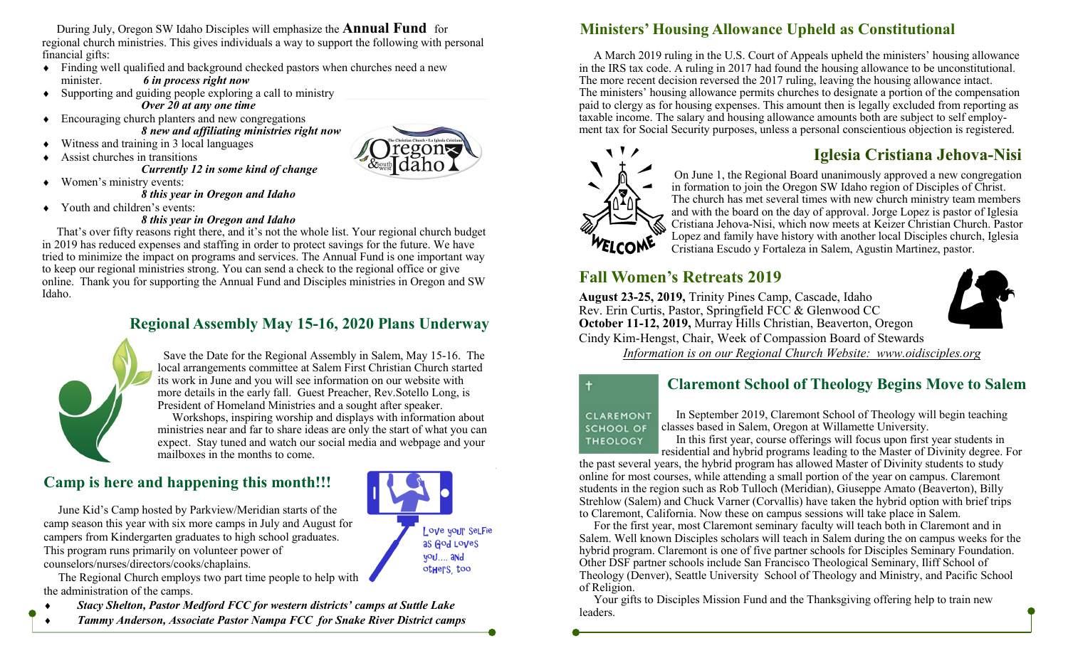During July, Oregon SW Idaho Disciples will emphasize the **Annual Fund** for regional church ministries. This gives individuals a way to support the following with personal financial gifts:

- Finding well qualified and background checked pastors when churches need a new minister. ***6 in process right now***
- Supporting and guiding people exploring a call to ministry ***Over 20 at any one time***
- Encouraging church planters and new congregations ***8 new and affiliating ministries right now***
- Witness and training in 3 local languages
- Assist churches in transitions ***Currently 12 in some kind of change***
- Women's ministry events: ***8 this year in Oregon and Idaho***
- Youth and children's events: ***8 this year in Oregon and Idaho***

That's over fifty reasons right there, and it's not the whole list. Your regional church budget in 2019 has reduced expenses and staffing in order to protect savings for the future. We have tried to minimize the impact on programs and services. The Annual Fund is one important way to keep our regional ministries strong. You can send a check to the regional office or give online. Thank you for supporting the Annual Fund and Disciples ministries in Oregon and SW Idaho.

## Regional Assembly May 15-16, 2020 Plans Underway

Save the Date for the Regional Assembly in Salem, May 15-16. The local arrangements committee at Salem First Christian Church started its work in June and you will see information on our website with more details in the early fall. Guest Preacher, Rev.Sotello Long, is President of Homeland Ministries and a sought after speaker.

Workshops, inspiring worship and displays with information about ministries near and far to share ideas are only the start of what you can expect. Stay tuned and watch our social media and webpage and your mailboxes in the months to come.

## Camp is here and happening this month!!!

June Kid's Camp hosted by Parkview/Meridian starts of the camp season this year with six more camps in July and August for campers from Kindergarten graduates to high school graduates. This program runs primarily on volunteer power of counselors/nurses/directors/cooks/chaplains.

The Regional Church employs two part time people to help with the administration of the camps.

- ***Stacy Shelton, Pastor Medford FCC for western districts' camps at Suttle Lake***
- ***Tammy Anderson, Associate Pastor Nampa FCC for Snake River District camps***

Love your selfie as God loves you.... and others, too

## Ministers' Housing Allowance Upheld as Constitutional

A March 2019 ruling in the U.S. Court of Appeals upheld the ministers' housing allowance in the IRS tax code. A ruling in 2017 had found the housing allowance to be unconstitutional. The more recent decision reversed the 2017 ruling, leaving the housing allowance intact. The ministers' housing allowance permits churches to designate a portion of the compensation paid to clergy as for housing expenses. This amount then is legally excluded from reporting as taxable income. The salary and housing allowance amounts both are subject to self employment tax for Social Security purposes, unless a personal conscientious objection is registered.

## Iglesia Cristiana Jehova-Nisi

On June 1, the Regional Board unanimously approved a new congregation in formation to join the Oregon SW Idaho region of Disciples of Christ. The church has met several times with new church ministry team members and with the board on the day of approval. Jorge Lopez is pastor of Iglesia Cristiana Jehova-Nisi, which now meets at Keizer Christian Church. Pastor Lopez and family have history with another local Disciples church, Iglesia Cristiana Escudo y Fortaleza in Salem, Agustin Martinez, pastor.

## Fall Women's Retreats 2019

**August 23-25, 2019,** Trinity Pines Camp, Cascade, Idaho
Rev. Erin Curtis, Pastor, Springfield FCC & Glenwood CC
**October 11-12, 2019,** Murray Hills Christian, Beaverton, Oregon
Cindy Kim-Hengst, Chair, Week of Compassion Board of Stewards

*Information is on our Regional Church Website: www.oidisciples.org*

## Claremont School of Theology Begins Move to Salem

In September 2019, Claremont School of Theology will begin teaching classes based in Salem, Oregon at Willamette University.

In this first year, course offerings will focus upon first year students in residential and hybrid programs leading to the Master of Divinity degree. For the past several years, the hybrid program has allowed Master of Divinity students to study online for most courses, while attending a small portion of the year on campus. Claremont students in the region such as Rob Tulloch (Meridian), Giuseppe Amato (Beaverton), Billy Strehlow (Salem) and Chuck Varner (Corvallis) have taken the hybrid option with brief trips to Claremont, California. Now these on campus sessions will take place in Salem.

For the first year, most Claremont seminary faculty will teach both in Claremont and in Salem. Well known Disciples scholars will teach in Salem during the on campus weeks for the hybrid program. Claremont is one of five partner schools for Disciples Seminary Foundation. Other DSF partner schools include San Francisco Theological Seminary, Iliff School of Theology (Denver), Seattle University School of Theology and Ministry, and Pacific School of Religion.

Your gifts to Disciples Mission Fund and the Thanksgiving offering help to train new leaders.